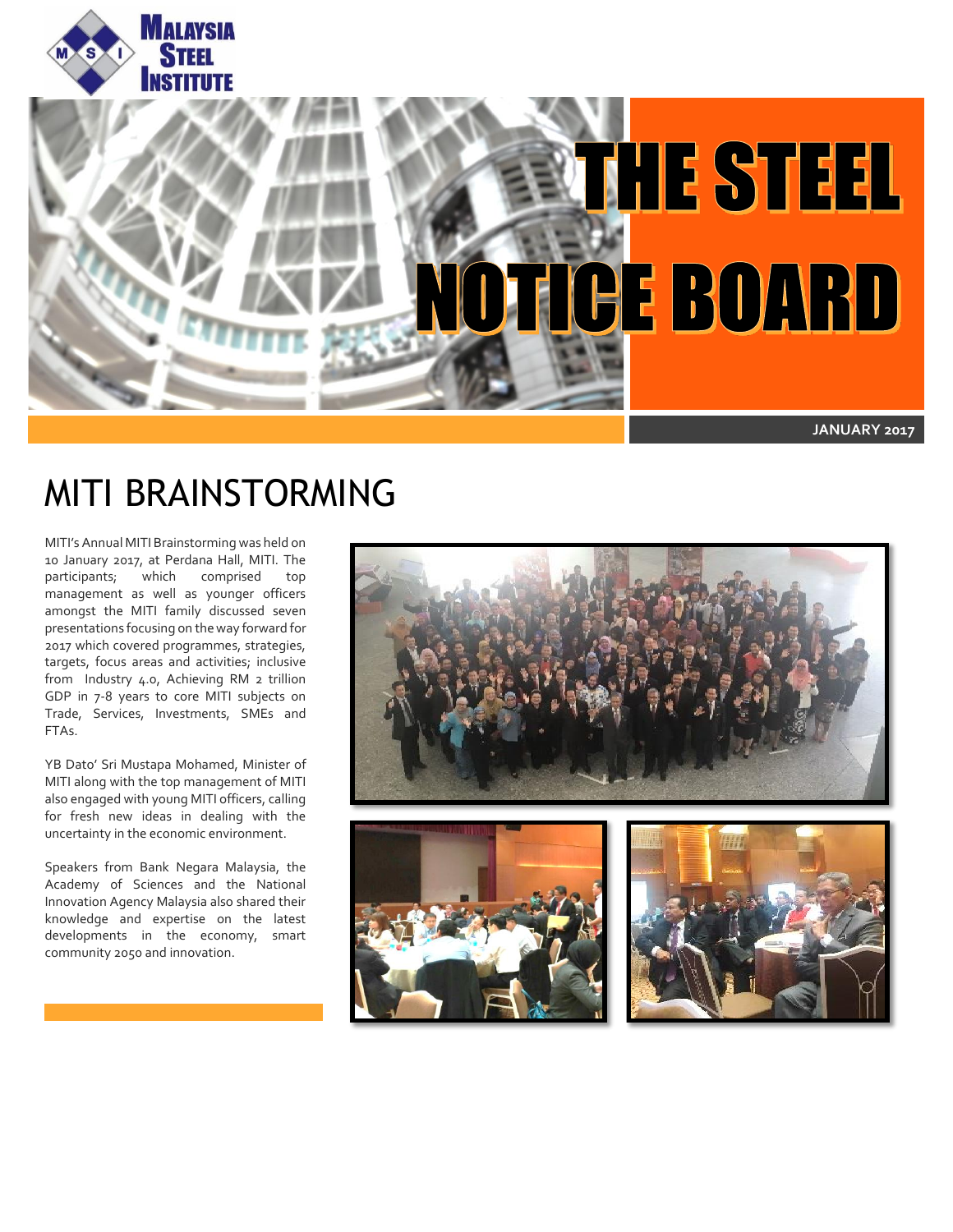MALAYSIA STEEL INSTITUTE

# THE STEEL NOTICE BOARD

JANUARY 2017

## MITI BRAINSTORMING

MITI's Annual MITI Brainstorming was held on 10 January 2017, at Perdana Hall, MITI. The participants; which comprised top management as well as younger officers amongst the MITI family discussed seven presentations focusing on the way forward for 2017 which covered programmes, strategies, targets, focus areas and activities; inclusive from Industry 4.0, Achieving RM 2 trillion GDP in 7-8 years to core MITI subjects on Trade, Services, Investments, SMEs and FTAs.

YB Dato' Sri Mustapa Mohamed, Minister of MITI along with the top management of MITI also engaged with young MITI officers, calling for fresh new ideas in dealing with the uncertainty in the economic environment.

Speakers from Bank Negara Malaysia, the Academy of Sciences and the National Innovation Agency Malaysia also shared their knowledge and expertise on the latest developments in the economy, smart community 2050 and innovation.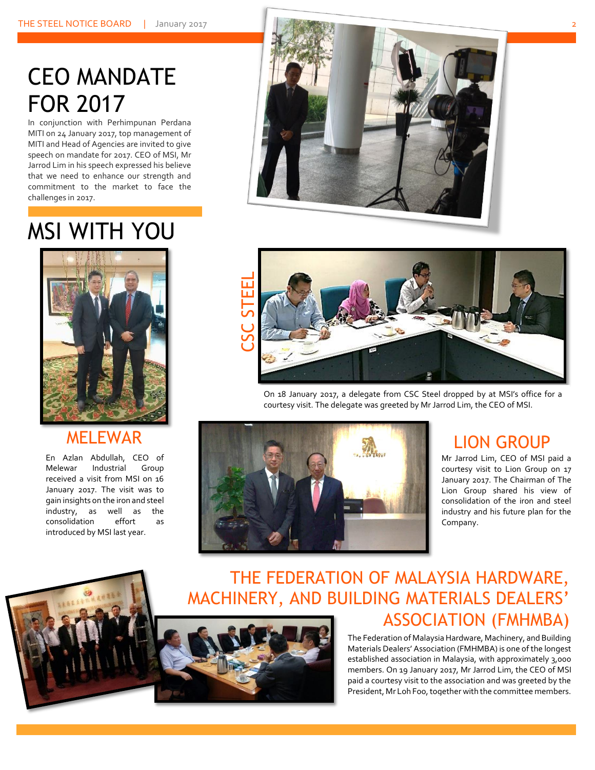# CEO MANDATE FOR 2017

In conjunction with Perhimpunan Perdana MITI on 24 January 2017, top management of MITI and Head of Agencies are invited to give speech on mandate for 2017. CEO of MSI, Mr Jarrod Lim in his speech expressed his believe that we need to enhance our strength and commitment to the market to face the challenges in 2017.

# MSI WITH YOU

## CSC STEEL

On 18 January 2017, a delegate from CSC Steel dropped by at MSI's office for a courtesy visit. The delegate was greeted by Mr Jarrod Lim, the CEO of MSI.

## MELEWAR

En Azlan Abdullah, CEO of Melewar Industrial Group received a visit from MSI on 16 January 2017. The visit was to gain insights on the iron and steel industry, as well as the consolidation effort as introduced by MSI last year.

## LION GROUP

Mr Jarrod Lim, CEO of MSI paid a courtesy visit to Lion Group on 17 January 2017. The Chairman of The Lion Group shared his view of consolidation of the iron and steel industry and his future plan for the Company.

## THE FEDERATION OF MALAYSIA HARDWARE, MACHINERY, AND BUILDING MATERIALS DEALERS' ASSOCIATION (FMHMBA)

The Federation of Malaysia Hardware, Machinery, and Building Materials Dealers' Association (FMHMBA) is one of the longest established association in Malaysia, with approximately 3,000 members. On 19 January 2017, Mr Jarrod Lim, the CEO of MSI paid a courtesy visit to the association and was greeted by the President, Mr Loh Foo, together with the committee members.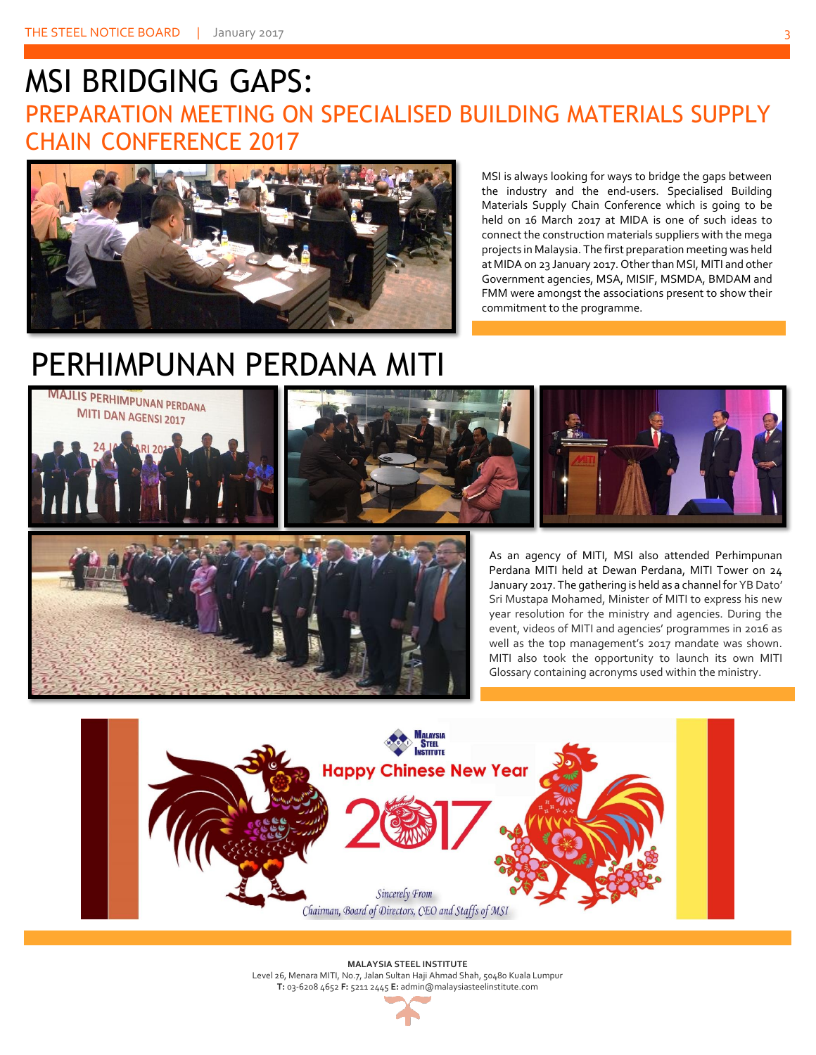# MSI BRIDGING GAPS:

## PREPARATION MEETING ON SPECIALISED BUILDING MATERIALS SUPPLY CHAIN CONFERENCE 2017

MSI is always looking for ways to bridge the gaps between the industry and the end-users. Specialised Building Materials Supply Chain Conference which is going to be held on 16 March 2017 at MIDA is one of such ideas to connect the construction materials suppliers with the mega projects in Malaysia. The first preparation meeting was held at MIDA on 23 January 2017. Other than MSI, MITI and other Government agencies, MSA, MISIF, MSMDA, BMDAM and FMM were amongst the associations present to show their commitment to the programme.

# PERHIMPUNAN PERDANA MITI

As an agency of MITI, MSI also attended Perhimpunan Perdana MITI held at Dewan Perdana, MITI Tower on 24 January 2017. The gathering is held as a channel for YB Dato' Sri Mustapa Mohamed, Minister of MITI to express his new year resolution for the ministry and agencies. During the event, videos of MITI and agencies' programmes in 2016 as well as the top management's 2017 mandate was shown. MITI also took the opportunity to launch its own MITI Glossary containing acronyms used within the ministry.

Malaysia Steel Institute

Happy Chinese New Year

2017

*Sincerely From*

*Chairman, Board of Directors, CEO and Staffs of MSI*

**MALAYSIA STEEL INSTITUTE**
Level 26, Menara MITI, No.7, Jalan Sultan Haji Ahmad Shah, 50480 Kuala Lumpur
**T:** 03-6208 4652 **F:** 5211 2445 **E:** admin@malaysiasteelinstitute.com